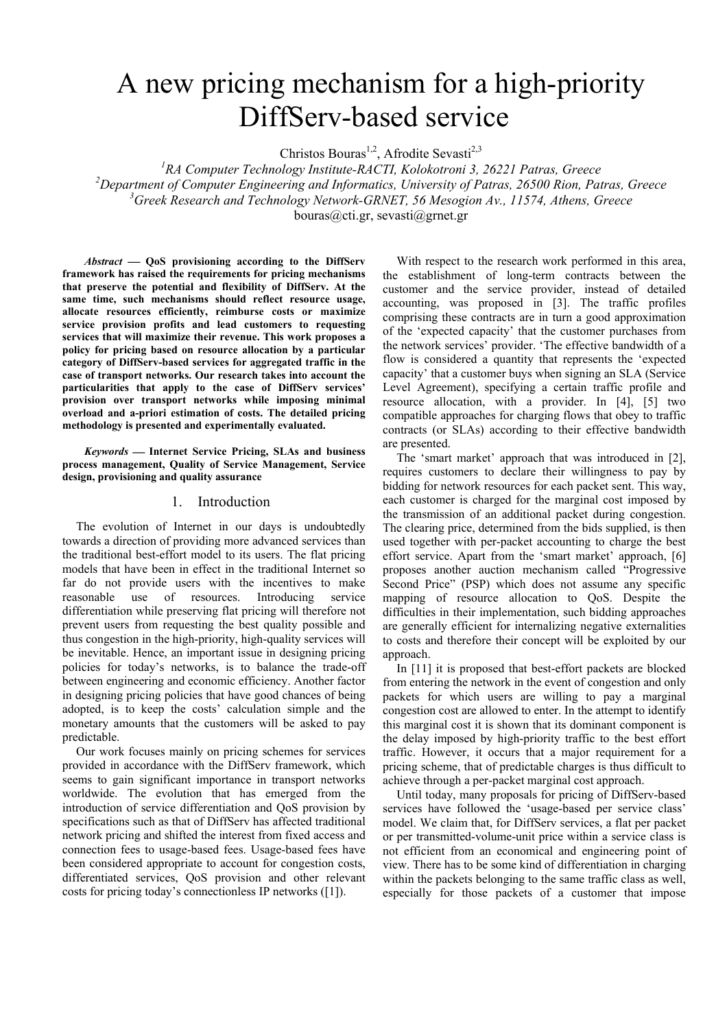# A new pricing mechanism for a high-priority DiffServ-based service

Christos Bouras[1,2], Afrodite Sevasti[2,3]

[1]RA Computer Technology Institute-RACTI, Kolokotroni 3, 26221 Patras, Greece

[2]Department of Computer Engineering and Informatics, University of Patras, 26500 Rion, Patras, Greece

[3]Greek Research and Technology Network-GRNET, 56 Mesogion Av., 11574, Athens, Greece

bouras@cti.gr, sevasti@grnet.gr

***Abstract*** **— QoS provisioning according to the DiffServ framework has raised the requirements for pricing mechanisms that preserve the potential and flexibility of DiffServ. At the same time, such mechanisms should reflect resource usage, allocate resources efficiently, reimburse costs or maximize service provision profits and lead customers to requesting services that will maximize their revenue. This work proposes a policy for pricing based on resource allocation by a particular category of DiffServ-based services for aggregated traffic in the case of transport networks. Our research takes into account the particularities that apply to the case of DiffServ services' provision over transport networks while imposing minimal overload and a-priori estimation of costs. The detailed pricing methodology is presented and experimentally evaluated.**

***Keywords*** **— Internet Service Pricing, SLAs and business process management, Quality of Service Management, Service design, provisioning and quality assurance**

## 1. Introduction

The evolution of Internet in our days is undoubtedly towards a direction of providing more advanced services than the traditional best-effort model to its users. The flat pricing models that have been in effect in the traditional Internet so far do not provide users with the incentives to make reasonable use of resources. Introducing service differentiation while preserving flat pricing will therefore not prevent users from requesting the best quality possible and thus congestion in the high-priority, high-quality services will be inevitable. Hence, an important issue in designing pricing policies for today's networks, is to balance the trade-off between engineering and economic efficiency. Another factor in designing pricing policies that have good chances of being adopted, is to keep the costs' calculation simple and the monetary amounts that the customers will be asked to pay predictable.

Our work focuses mainly on pricing schemes for services provided in accordance with the DiffServ framework, which seems to gain significant importance in transport networks worldwide. The evolution that has emerged from the introduction of service differentiation and QoS provision by specifications such as that of DiffServ has affected traditional network pricing and shifted the interest from fixed access and connection fees to usage-based fees. Usage-based fees have been considered appropriate to account for congestion costs, differentiated services, QoS provision and other relevant costs for pricing today's connectionless IP networks ([1]).

With respect to the research work performed in this area, the establishment of long-term contracts between the customer and the service provider, instead of detailed accounting, was proposed in [3]. The traffic profiles comprising these contracts are in turn a good approximation of the 'expected capacity' that the customer purchases from the network services' provider. 'The effective bandwidth of a flow is considered a quantity that represents the 'expected capacity' that a customer buys when signing an SLA (Service Level Agreement), specifying a certain traffic profile and resource allocation, with a provider. In [4], [5] two compatible approaches for charging flows that obey to traffic contracts (or SLAs) according to their effective bandwidth are presented.

The 'smart market' approach that was introduced in [2], requires customers to declare their willingness to pay by bidding for network resources for each packet sent. This way, each customer is charged for the marginal cost imposed by the transmission of an additional packet during congestion. The clearing price, determined from the bids supplied, is then used together with per-packet accounting to charge the best effort service. Apart from the 'smart market' approach, [6] proposes another auction mechanism called "Progressive Second Price" (PSP) which does not assume any specific mapping of resource allocation to QoS. Despite the difficulties in their implementation, such bidding approaches are generally efficient for internalizing negative externalities to costs and therefore their concept will be exploited by our approach.

In [11] it is proposed that best-effort packets are blocked from entering the network in the event of congestion and only packets for which users are willing to pay a marginal congestion cost are allowed to enter. In the attempt to identify this marginal cost it is shown that its dominant component is the delay imposed by high-priority traffic to the best effort traffic. However, it occurs that a major requirement for a pricing scheme, that of predictable charges is thus difficult to achieve through a per-packet marginal cost approach.

Until today, many proposals for pricing of DiffServ-based services have followed the 'usage-based per service class' model. We claim that, for DiffServ services, a flat per packet or per transmitted-volume-unit price within a service class is not efficient from an economical and engineering point of view. There has to be some kind of differentiation in charging within the packets belonging to the same traffic class as well, especially for those packets of a customer that impose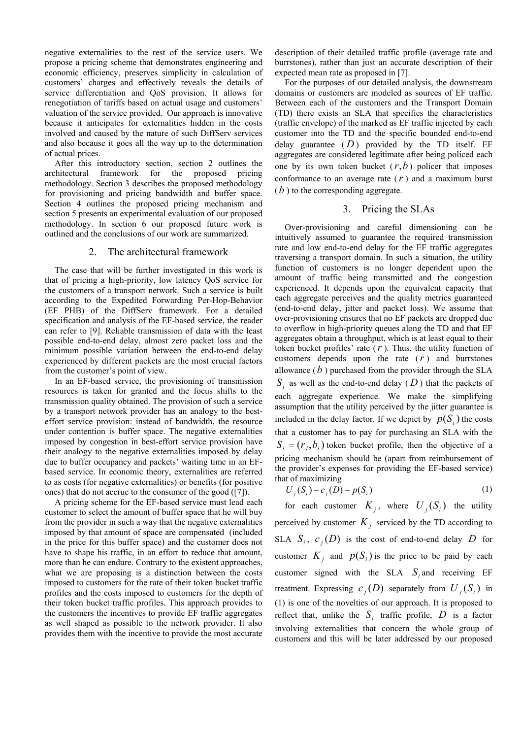negative externalities to the rest of the service users. We propose a pricing scheme that demonstrates engineering and economic efficiency, preserves simplicity in calculation of customers' charges and effectively reveals the details of service differentiation and QoS provision. It allows for renegotiation of tariffs based on actual usage and customers' valuation of the service provided. Our approach is innovative because it anticipates for externalities hidden in the costs involved and caused by the nature of such DiffServ services and also because it goes all the way up to the determination of actual prices.

After this introductory section, section 2 outlines the architectural framework for the proposed pricing methodology. Section 3 describes the proposed methodology for provisioning and pricing bandwidth and buffer space. Section 4 outlines the proposed pricing mechanism and section 5 presents an experimental evaluation of our proposed methodology. In section 6 our proposed future work is outlined and the conclusions of our work are summarized.

## 2. The architectural framework

The case that will be further investigated in this work is that of pricing a high-priority, low latency QoS service for the customers of a transport network. Such a service is built according to the Expedited Forwarding Per-Hop-Behavior (EF PHB) of the DiffServ framework. For a detailed specification and analysis of the EF-based service, the reader can refer to [9]. Reliable transmission of data with the least possible end-to-end delay, almost zero packet loss and the minimum possible variation between the end-to-end delay experienced by different packets are the most crucial factors from the customer's point of view.

In an EF-based service, the provisioning of transmission resources is taken for granted and the focus shifts to the transmission quality obtained. The provision of such a service by a transport network provider has an analogy to the best-effort service provision: instead of bandwidth, the resource under contention is buffer space. The negative externalities imposed by congestion in best-effort service provision have their analogy to the negative externalities imposed by delay due to buffer occupancy and packets' waiting time in an EF-based service. In economic theory, externalities are referred to as costs (for negative externalities) or benefits (for positive ones) that do not accrue to the consumer of the good ([7]).

A pricing scheme for the EF-based service must lead each customer to select the amount of buffer space that he will buy from the provider in such a way that the negative externalities imposed by that amount of space are compensated (included in the price for this buffer space) and the customer does not have to shape his traffic, in an effort to reduce that amount, more than he can endure. Contrary to the existent approaches, what we are proposing is a distinction between the costs imposed to customers for the rate of their token bucket traffic profiles and the costs imposed to customers for the depth of their token bucket traffic profiles. This approach provides to the customers the incentives to provide EF traffic aggregates as well shaped as possible to the network provider. It also provides them with the incentive to provide the most accurate description of their detailed traffic profile (average rate and burrstones), rather than just an accurate description of their expected mean rate as proposed in [7].

For the purposes of our detailed analysis, the downstream domains or customers are modeled as sources of EF traffic. Between each of the customers and the Transport Domain (TD) there exists an SLA that specifies the characteristics (traffic envelope) of the marked as EF traffic injected by each customer into the TD and the specific bounded end-to-end delay guarantee ($D$) provided by the TD itself. EF aggregates are considered legitimate after being policed each one by its own token bucket $(r,b)$ policer that imposes conformance to an average rate ($r$) and a maximum burst ($b$) to the corresponding aggregate.

## 3. Pricing the SLAs

Over-provisioning and careful dimensioning can be intuitively assumed to guarantee the required transmission rate and low end-to-end delay for the EF traffic aggregates traversing a transport domain. In such a situation, the utility function of customers is no longer dependent upon the amount of traffic being transmitted and the congestion experienced. It depends upon the equivalent capacity that each aggregate perceives and the quality metrics guaranteed (end-to-end delay, jitter and packet loss). We assume that over-provisioning ensures that no EF packets are dropped due to overflow in high-priority queues along the TD and that EF aggregates obtain a throughput, which is at least equal to their token bucket profiles' rate ($r$). Thus, the utility function of customers depends upon the rate ($r$) and burrstones allowance ($b$) purchased from the provider through the SLA $S_i$ as well as the end-to-end delay ($D$) that the packets of each aggregate experience. We make the simplifying assumption that the utility perceived by the jitter guarantee is included in the delay factor. If we depict by $p(S_i)$ the costs that a customer has to pay for purchasing an SLA with the $S_i = (r_i, b_i)$ token bucket profile, then the objective of a pricing mechanism should be (apart from reimbursement of the provider's expenses for providing the EF-based service) that of maximizing

$$U_j(S_i) - c_j(D) - p(S_i) \tag{1}$$

for each customer $K_j$, where $U_j(S_i)$ the utility perceived by customer $K_j$ serviced by the TD according to SLA $S_i$, $c_j(D)$ is the cost of end-to-end delay $D$ for customer $K_j$ and $p(S_i)$ is the price to be paid by each customer signed with the SLA $S_i$ and receiving EF treatment. Expressing $c_j(D)$ separately from $U_j(S_i)$ in (1) is one of the novelties of our approach. It is proposed to reflect that, unlike the $S_i$ traffic profile, $D$ is a factor involving externalities that concern the whole group of customers and this will be later addressed by our proposed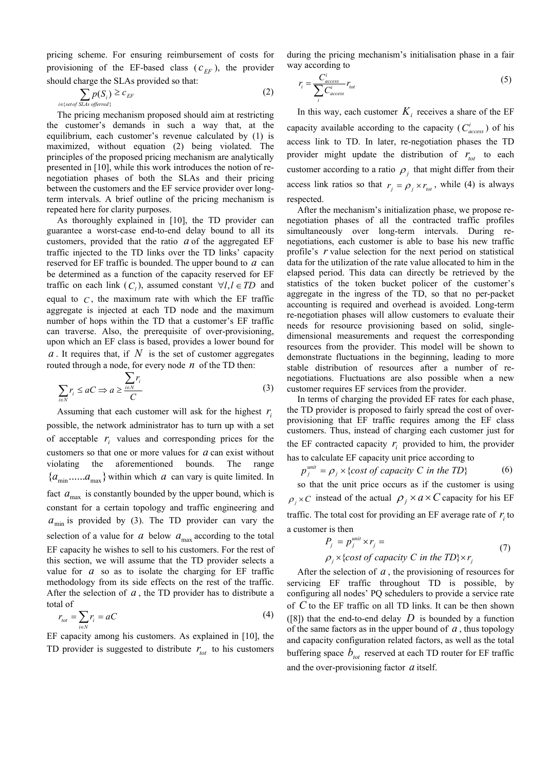pricing scheme. For ensuring reimbursement of costs for provisioning of the EF-based class ($c_{EF}$), the provider should charge the SLAs provided so that:

$$\sum_{i \in \{set\,of\,SLAs\,offerred\}} p(S_i) \geq c_{EF} \tag{2}$$

The pricing mechanism proposed should aim at restricting the customer's demands in such a way that, at the equilibrium, each customer's revenue calculated by (1) is maximized, without equation (2) being violated. The principles of the proposed pricing mechanism are analytically presented in [10], while this work introduces the notion of re-negotiation phases of both the SLAs and their pricing between the customers and the EF service provider over long-term intervals. A brief outline of the pricing mechanism is repeated here for clarity purposes.

As thoroughly explained in [10], the TD provider can guarantee a worst-case end-to-end delay bound to all its customers, provided that the ratio $a$ of the aggregated EF traffic injected to the TD links over the TD links' capacity reserved for EF traffic is bounded. The upper bound to $a$ can be determined as a function of the capacity reserved for EF traffic on each link ($C_l$), assumed constant $\forall l, l \in TD$ and equal to $C$, the maximum rate with which the EF traffic aggregate is injected at each TD node and the maximum number of hops within the TD that a customer's EF traffic can traverse. Also, the prerequisite of over-provisioning, upon which an EF class is based, provides a lower bound for $a$. It requires that, if $N$ is the set of customer aggregates routed through a node, for every node $n$ of the TD then:

$$\sum_{i \in N} r_i \leq aC \Rightarrow a \geq \frac{\sum_{i \in N} r_i}{C} \tag{3}$$

Assuming that each customer will ask for the highest $r_i$ possible, the network administrator has to turn up with a set of acceptable $r_i$ values and corresponding prices for the customers so that one or more values for $a$ can exist without violating the aforementioned bounds. The range $\{a_{\min} ......a_{\max}\}$ within which $a$ can vary is quite limited. In fact $a_{\max}$ is constantly bounded by the upper bound, which is constant for a certain topology and traffic engineering and $a_{\min}$ is provided by (3). The TD provider can vary the selection of a value for $a$ below $a_{\max}$ according to the total EF capacity he wishes to sell to his customers. For the rest of this section, we will assume that the TD provider selects a value for $a$ so as to isolate the charging for EF traffic methodology from its side effects on the rest of the traffic. After the selection of $a$, the TD provider has to distribute a total of

$$r_{tot} = \sum_{i \in N} r_i = aC \tag{4}$$

EF capacity among his customers. As explained in [10], the TD provider is suggested to distribute $r_{tot}$ to his customers during the pricing mechanism's initialisation phase in a fair way according to

$$r_i = \frac{C^i_{access}}{\sum_i C^i_{access}} r_{tot} \tag{5}$$

In this way, each customer $K_i$ receives a share of the EF capacity available according to the capacity ($C^i_{access}$) of his access link to TD. In later, re-negotiation phases the TD provider might update the distribution of $r_{tot}$ to each customer according to a ratio $\rho_j$ that might differ from their access link ratios so that $r_j = \rho_j \times r_{tot}$, while (4) is always respected.

After the mechanism's initialization phase, we propose re-negotiation phases of all the contracted traffic profiles simultaneously over long-term intervals. During re-negotiations, each customer is able to base his new traffic profile's $r$ value selection for the next period on statistical data for the utilization of the rate value allocated to him in the elapsed period. This data can directly be retrieved by the statistics of the token bucket policer of the customer's aggregate in the ingress of the TD, so that no per-packet accounting is required and overhead is avoided. Long-term re-negotiation phases will allow customers to evaluate their needs for resource provisioning based on solid, single-dimensional measurements and request the corresponding resources from the provider. This model will be shown to demonstrate fluctuations in the beginning, leading to more stable distribution of resources after a number of re-negotiations. Fluctuations are also possible when a new customer requires EF services from the provider.

In terms of charging the provided EF rates for each phase, the TD provider is proposed to fairly spread the cost of over-provisioning that EF traffic requires among the EF class customers. Thus, instead of charging each customer just for the EF contracted capacity $r_i$ provided to him, the provider has to calculate EF capacity unit price according to

$$p^{unit}_j = \rho_j \times \{cost\ of\ capacity\ C\ in\ the\ TD\} \tag{6}$$

so that the unit price occurs as if the customer is using $\rho_j \times C$ instead of the actual $\rho_j \times a \times C$ capacity for his EF traffic. The total cost for providing an EF average rate of $r_i$ to a customer is then

$$\begin{aligned} P_j &= p^{unit}_j \times r_j = \\ &\rho_j \times \{cost\ of\ capacity\ C\ in\ the\ TD\} \times r_j \end{aligned} \tag{7}$$

After the selection of $a$, the provisioning of resources for servicing EF traffic throughout TD is possible, by configuring all nodes' PQ schedulers to provide a service rate of $C$ to the EF traffic on all TD links. It can be then shown ([8]) that the end-to-end delay $D$ is bounded by a function of the same factors as in the upper bound of $a$, thus topology and capacity configuration related factors, as well as the total buffering space $b_{tot}$ reserved at each TD router for EF traffic and the over-provisioning factor $a$ itself.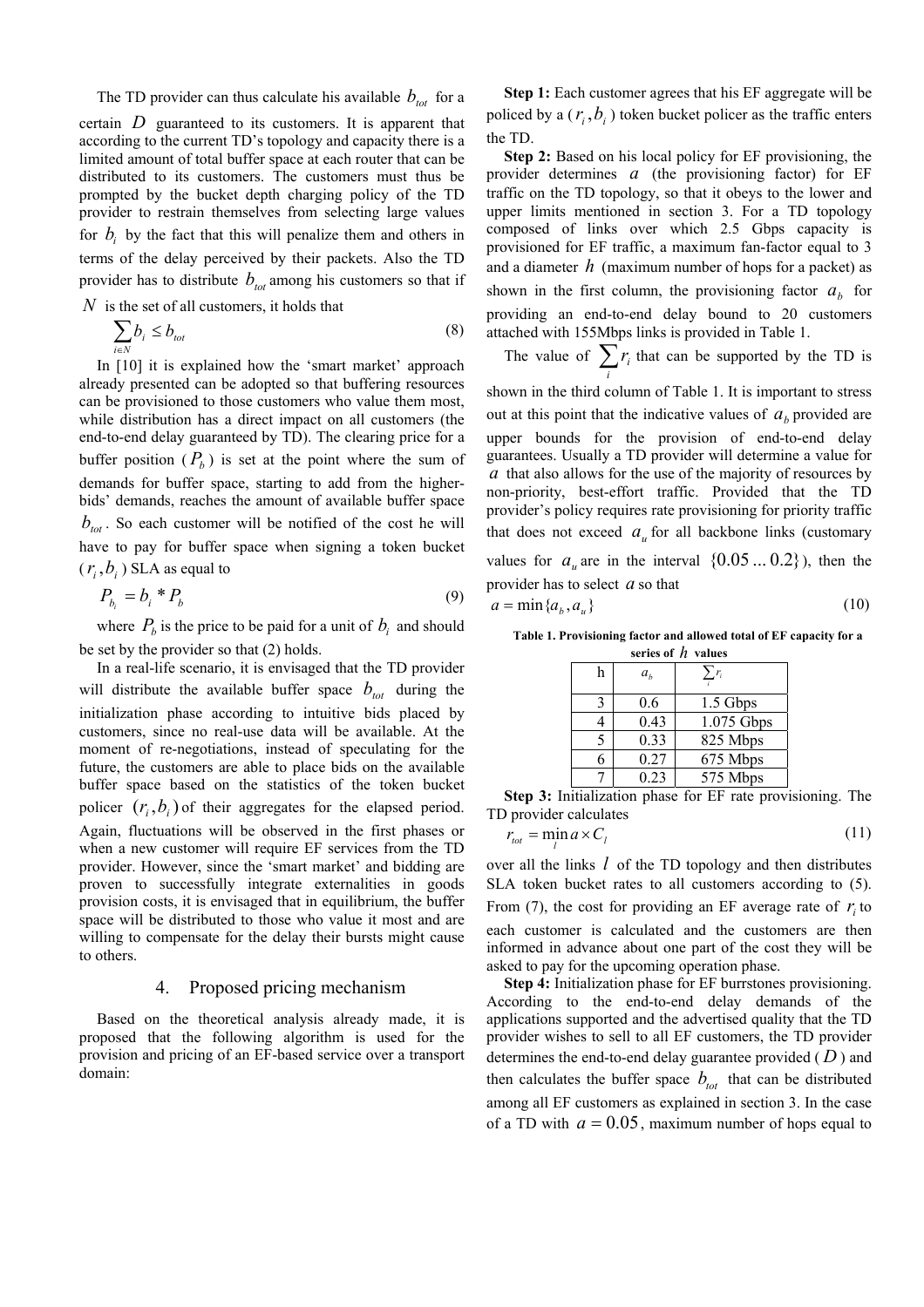The TD provider can thus calculate his available $b_{tot}$ for a certain $D$ guaranteed to its customers. It is apparent that according to the current TD's topology and capacity there is a limited amount of total buffer space at each router that can be distributed to its customers. The customers must thus be prompted by the bucket depth charging policy of the TD provider to restrain themselves from selecting large values for $b_i$ by the fact that this will penalize them and others in terms of the delay perceived by their packets. Also the TD provider has to distribute $b_{tot}$ among his customers so that if $N$ is the set of all customers, it holds that

$$\sum_{i \in N} b_i \leq b_{tot} \tag{8}$$

In [10] it is explained how the 'smart market' approach already presented can be adopted so that buffering resources can be provisioned to those customers who value them most, while distribution has a direct impact on all customers (the end-to-end delay guaranteed by TD). The clearing price for a buffer position ($P_b$) is set at the point where the sum of demands for buffer space, starting to add from the higher-bids' demands, reaches the amount of available buffer space $b_{tot}$. So each customer will be notified of the cost he will have to pay for buffer space when signing a token bucket ($r_i, b_i$) SLA as equal to

$$P_{b_i} = b_i * P_b \tag{9}$$

where $P_b$ is the price to be paid for a unit of $b_i$ and should be set by the provider so that (2) holds.

In a real-life scenario, it is envisaged that the TD provider will distribute the available buffer space $b_{tot}$ during the initialization phase according to intuitive bids placed by customers, since no real-use data will be available. At the moment of re-negotiations, instead of speculating for the future, the customers are able to place bids on the available buffer space based on the statistics of the token bucket policer $(r_i, b_i)$ of their aggregates for the elapsed period. Again, fluctuations will be observed in the first phases or when a new customer will require EF services from the TD provider. However, since the 'smart market' and bidding are proven to successfully integrate externalities in goods provision costs, it is envisaged that in equilibrium, the buffer space will be distributed to those who value it most and are willing to compensate for the delay their bursts might cause to others.

## 4. Proposed pricing mechanism

Based on the theoretical analysis already made, it is proposed that the following algorithm is used for the provision and pricing of an EF-based service over a transport domain:

**Step 1:** Each customer agrees that his EF aggregate will be policed by a ($r_i, b_i$) token bucket policer as the traffic enters the TD.

**Step 2:** Based on his local policy for EF provisioning, the provider determines $a$ (the provisioning factor) for EF traffic on the TD topology, so that it obeys to the lower and upper limits mentioned in section 3. For a TD topology composed of links over which 2.5 Gbps capacity is provisioned for EF traffic, a maximum fan-factor equal to 3 and a diameter $h$ (maximum number of hops for a packet) as shown in the first column, the provisioning factor $a_b$ for providing an end-to-end delay bound to 20 customers attached with 155Mbps links is provided in Table 1.

The value of $\sum_i r_i$ that can be supported by the TD is shown in the third column of Table 1. It is important to stress out at this point that the indicative values of $a_b$ provided are upper bounds for the provision of end-to-end delay guarantees. Usually a TD provider will determine a value for $a$ that also allows for the use of the majority of resources by non-priority, best-effort traffic. Provided that the TD provider's policy requires rate provisioning for priority traffic that does not exceed $a_u$ for all backbone links (customary values for $a_u$ are in the interval $\{0.05 \ldots 0.2\}$), then the provider has to select $a$ so that

$$a = \min\{a_b, a_u\} \tag{10}$$

**Table 1. Provisioning factor and allowed total of EF capacity for a series of $h$ values**

| h | $a_b$ | $\sum_i r_i$ |
|---|---|---|
| 3 | 0.6 | 1.5 Gbps |
| 4 | 0.43 | 1.075 Gbps |
| 5 | 0.33 | 825 Mbps |
| 6 | 0.27 | 675 Mbps |
| 7 | 0.23 | 575 Mbps |

**Step 3:** Initialization phase for EF rate provisioning. The TD provider calculates

$$r_{tot} = \min_l a \times C_l \tag{11}$$

over all the links $l$ of the TD topology and then distributes SLA token bucket rates to all customers according to (5). From (7), the cost for providing an EF average rate of $r_i$ to each customer is calculated and the customers are then informed in advance about one part of the cost they will be asked to pay for the upcoming operation phase.

**Step 4:** Initialization phase for EF burrstones provisioning. According to the end-to-end delay demands of the applications supported and the advertised quality that the TD provider wishes to sell to all EF customers, the TD provider determines the end-to-end delay guarantee provided ($D$) and then calculates the buffer space $b_{tot}$ that can be distributed among all EF customers as explained in section 3. In the case of a TD with $a = 0.05$, maximum number of hops equal to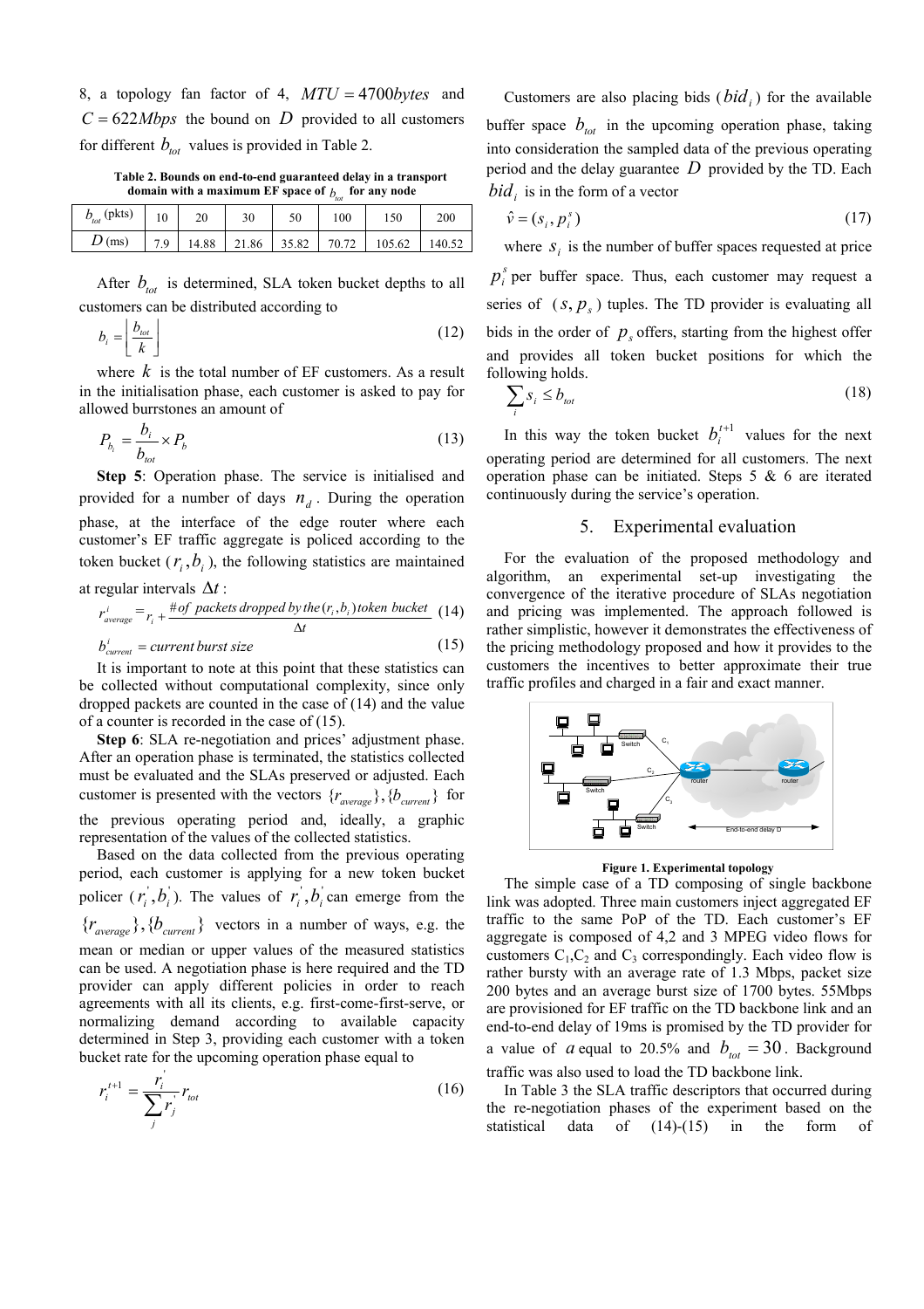8, a topology fan factor of 4, $MTU = 4700 bytes$ and $C = 622 Mbps$ the bound on $D$ provided to all customers for different $b_{tot}$ values is provided in Table 2.

**Table 2. Bounds on end-to-end guaranteed delay in a transport domain with a maximum EF space of $b_{tot}$ for any node**

| $b_{tot}$ (pkts) | 10 | 20 | 30 | 50 | 100 | 150 | 200 |
|---|---|---|---|---|---|---|---|
| $D$ (ms) | 7.9 | 14.88 | 21.86 | 35.82 | 70.72 | 105.62 | 140.52 |

After $b_{tot}$ is determined, SLA token bucket depths to all customers can be distributed according to

$$b_i = \left\lfloor \frac{b_{tot}}{k} \right\rfloor \tag{12}$$

where $k$ is the total number of EF customers. As a result in the initialisation phase, each customer is asked to pay for allowed burrstones an amount of

$$P_{b_i} = \frac{b_i}{b_{tot}} \times P_b \tag{13}$$

**Step 5**: Operation phase. The service is initialised and provided for a number of days $n_d$. During the operation phase, at the interface of the edge router where each customer's EF traffic aggregate is policed according to the token bucket ($r_i, b_i$), the following statistics are maintained at regular intervals $\Delta t$:

$$r^i_{average} = r_i + \frac{\#of\ packets\ dropped\ by\ the\ (r_i, b_i)\ token\ bucket}{\Delta t} \tag{14}$$

$$b^i_{current} = current\ burst\ size \tag{15}$$

It is important to note at this point that these statistics can be collected without computational complexity, since only dropped packets are counted in the case of (14) and the value of a counter is recorded in the case of (15).

**Step 6**: SLA re-negotiation and prices' adjustment phase. After an operation phase is terminated, the statistics collected must be evaluated and the SLAs preserved or adjusted. Each customer is presented with the vectors $\{r_{average}\}, \{b_{current}\}$ for the previous operating period and, ideally, a graphic representation of the values of the collected statistics.

Based on the data collected from the previous operating period, each customer is applying for a new token bucket policer ($r_i^{'}, b_i^{'}$). The values of $r_i^{'}, b_i^{'}$ can emerge from the $\{r_{average}\}, \{b_{current}\}$ vectors in a number of ways, e.g. the mean or median or upper values of the measured statistics can be used. A negotiation phase is here required and the TD provider can apply different policies in order to reach agreements with all its clients, e.g. first-come-first-serve, or normalizing demand according to available capacity determined in Step 3, providing each customer with a token bucket rate for the upcoming operation phase equal to

$$r_i^{t+1} = \frac{r_i^{'}}{\sum_j r_j^{'}} r_{tot} \tag{16}$$

Customers are also placing bids ($bid_i$) for the available buffer space $b_{tot}$ in the upcoming operation phase, taking into consideration the sampled data of the previous operating period and the delay guarantee $D$ provided by the TD. Each $bid_i$ is in the form of a vector

$$\hat{v} = (s_i, p_i^s) \tag{17}$$

where $s_i$ is the number of buffer spaces requested at price $p_i^s$ per buffer space. Thus, each customer may request a series of ($s, p_s$) tuples. The TD provider is evaluating all bids in the order of $p_s$ offers, starting from the highest offer and provides all token bucket positions for which the following holds.

$$\sum_i s_i \leq b_{tot} \tag{18}$$

In this way the token bucket $b_i^{t+1}$ values for the next operating period are determined for all customers. The next operation phase can be initiated. Steps 5 & 6 are iterated continuously during the service's operation.

## 5. Experimental evaluation

For the evaluation of the proposed methodology and algorithm, an experimental set-up investigating the convergence of the iterative procedure of SLAs negotiation and pricing was implemented. The approach followed is rather simplistic, however it demonstrates the effectiveness of the pricing methodology proposed and how it provides to the customers the incentives to better approximate their true traffic profiles and charged in a fair and exact manner.

**Figure 1. Experimental topology**

The simple case of a TD composing of single backbone link was adopted. Three main customers inject aggregated EF traffic to the same PoP of the TD. Each customer's EF aggregate is composed of 4,2 and 3 MPEG video flows for customers $C_1$,$C_2$ and $C_3$ correspondingly. Each video flow is rather bursty with an average rate of 1.3 Mbps, packet size 200 bytes and an average burst size of 1700 bytes. 55Mbps are provisioned for EF traffic on the TD backbone link and an end-to-end delay of 19ms is promised by the TD provider for a value of $a$ equal to 20.5% and $b_{tot} = 30$. Background traffic was also used to load the TD backbone link.

In Table 3 the SLA traffic descriptors that occurred during the re-negotiation phases of the experiment based on the statistical data of (14)-(15) in the form of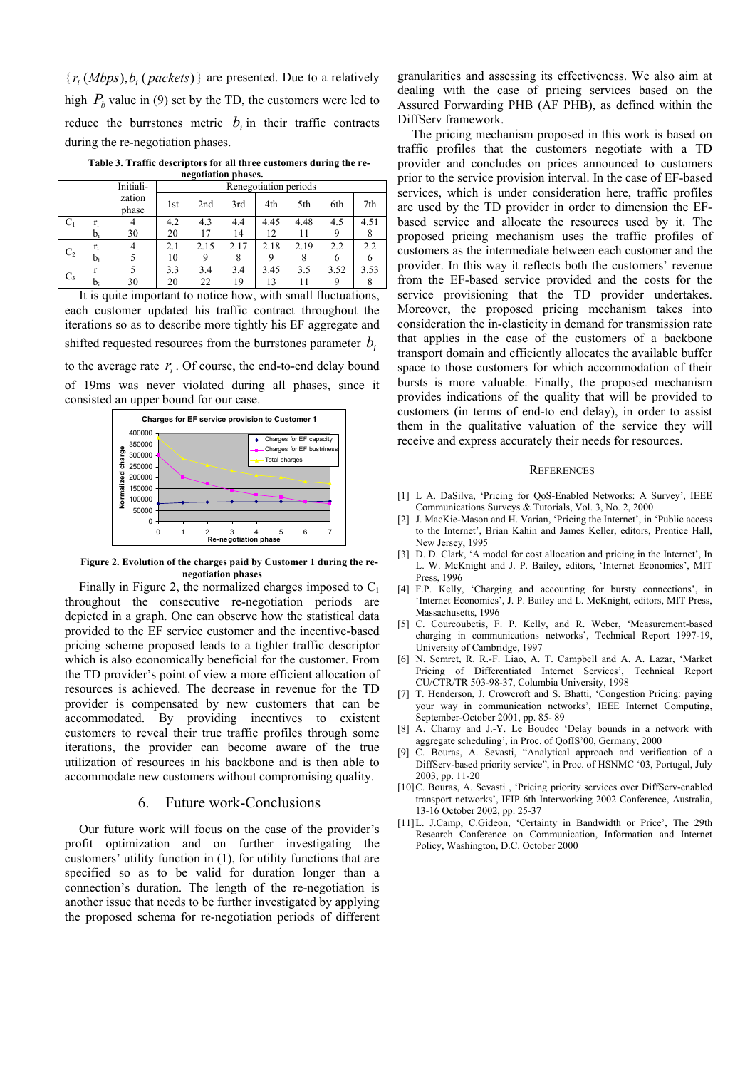$\{ r_i\,(Mbps), b_i\,(packets) \}$ are presented. Due to a relatively high $P_b$ value in (9) set by the TD, the customers were led to reduce the burrstones metric $b_i$ in their traffic contracts during the re-negotiation phases.

**Table 3. Traffic descriptors for all three customers during the re-negotiation phases.**

| | | Initialization phase | Renegotiation periods | | | | | | |
|---|---|---|---|---|---|---|---|---|---|
| | | | 1st | 2nd | 3rd | 4th | 5th | 6th | 7th |
| $C_1$ | $r_i$ | 4 | 4.2 | 4.3 | 4.4 | 4.45 | 4.48 | 4.5 | 4.51 |
| | $b_i$ | 30 | 20 | 17 | 14 | 12 | 11 | 9 | 8 |
| $C_2$ | $r_i$ | 4 | 2.1 | 2.15 | 2.17 | 2.18 | 2.19 | 2.2 | 2.2 |
| | $b_i$ | 5 | 10 | 9 | 8 | 9 | 8 | 6 | 6 |
| $C_3$ | $r_i$ | 5 | 3.3 | 3.4 | 3.4 | 3.45 | 3.5 | 3.52 | 3.53 |
| | $b_i$ | 30 | 20 | 22 | 19 | 13 | 11 | 9 | 8 |

It is quite important to notice how, with small fluctuations, each customer updated his traffic contract throughout the iterations so as to describe more tightly his EF aggregate and shifted requested resources from the burrstones parameter $b_i$ to the average rate $r_i$. Of course, the end-to-end delay bound of 19ms was never violated during all phases, since it consisted an upper bound for our case.

Charges for EF service provision to Customer 1

Normalized charge

400000
350000
300000
250000
200000
150000
100000
50000
0

0 1 2 3 4 5 6 7

Re-negotiation phase

Charges for EF capacity
Charges for EF bustriness
Total charges

**Figure 2. Evolution of the charges paid by Customer 1 during the re-negotiation phases**

Finally in Figure 2, the normalized charges imposed to $C_1$ throughout the consecutive re-negotiation periods are depicted in a graph. One can observe how the statistical data provided to the EF service customer and the incentive-based pricing scheme proposed leads to a tighter traffic descriptor which is also economically beneficial for the customer. From the TD provider's point of view a more efficient allocation of resources is achieved. The decrease in revenue for the TD provider is compensated by new customers that can be accommodated. By providing incentives to existent customers to reveal their true traffic profiles through some iterations, the provider can become aware of the true utilization of resources in his backbone and is then able to accommodate new customers without compromising quality.

## 6. Future work-Conclusions

Our future work will focus on the case of the provider's profit optimization and on further investigating the customers' utility function in (1), for utility functions that are specified so as to be valid for duration longer than a connection's duration. The length of the re-negotiation is another issue that needs to be further investigated by applying the proposed schema for re-negotiation periods of different granularities and assessing its effectiveness. We also aim at dealing with the case of pricing services based on the Assured Forwarding PHB (AF PHB), as defined within the DiffServ framework.

The pricing mechanism proposed in this work is based on traffic profiles that the customers negotiate with a TD provider and concludes on prices announced to customers prior to the service provision interval. In the case of EF-based services, which is under consideration here, traffic profiles are used by the TD provider in order to dimension the EF-based service and allocate the resources used by it. The proposed pricing mechanism uses the traffic profiles of customers as the intermediate between each customer and the provider. In this way it reflects both the customers' revenue from the EF-based service provided and the costs for the service provisioning that the TD provider undertakes. Moreover, the proposed pricing mechanism takes into consideration the in-elasticity in demand for transmission rate that applies in the case of the customers of a backbone transport domain and efficiently allocates the available buffer space to those customers for which accommodation of their bursts is more valuable. Finally, the proposed mechanism provides indications of the quality that will be provided to customers (in terms of end-to end delay), in order to assist them in the qualitative valuation of the service they will receive and express accurately their needs for resources.

## References

[1] L A. DaSilva, 'Pricing for QoS-Enabled Networks: A Survey', IEEE Communications Surveys & Tutorials, Vol. 3, No. 2, 2000

[2] J. MacKie-Mason and H. Varian, 'Pricing the Internet', in 'Public access to the Internet', Brian Kahin and James Keller, editors, Prentice Hall, New Jersey, 1995

[3] D. D. Clark, 'A model for cost allocation and pricing in the Internet', In L. W. McKnight and J. P. Bailey, editors, 'Internet Economics', MIT Press, 1996

[4] F.P. Kelly, 'Charging and accounting for bursty connections', in 'Internet Economics', J. P. Bailey and L. McKnight, editors, MIT Press, Massachusetts, 1996

[5] C. Courcoubetis, F. P. Kelly, and R. Weber, 'Measurement-based charging in communications networks', Technical Report 1997-19, University of Cambridge, 1997

[6] N. Semret, R. R.-F. Liao, A. T. Campbell and A. A. Lazar, 'Market Pricing of Differentiated Internet Services', Technical Report CU/CTR/TR 503-98-37, Columbia University, 1998

[7] T. Henderson, J. Crowcroft and S. Bhatti, 'Congestion Pricing: paying your way in communication networks', IEEE Internet Computing, September-October 2001, pp. 85- 89

[8] A. Charny and J.-Y. Le Boudec 'Delay bounds in a network with aggregate scheduling', in Proc. of QofIS'00, Germany, 2000

[9] C. Bouras, A. Sevasti, "Analytical approach and verification of a DiffServ-based priority service", in Proc. of HSNMC '03, Portugal, July 2003, pp. 11-20

[10] C. Bouras, A. Sevasti , 'Pricing priority services over DiffServ-enabled transport networks', IFIP 6th Interworking 2002 Conference, Australia, 13-16 October 2002, pp. 25-37

[11] L. J.Camp, C.Gideon, 'Certainty in Bandwidth or Price', The 29th Research Conference on Communication, Information and Internet Policy, Washington, D.C. October 2000